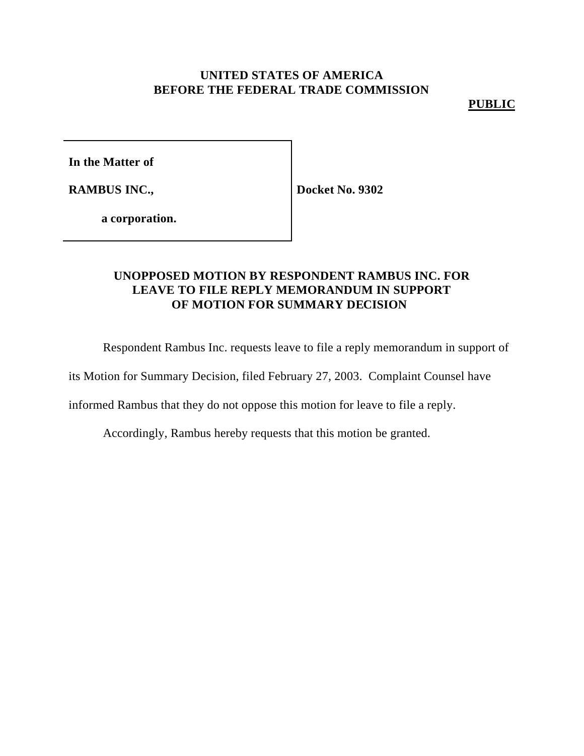**UNITED STATES OF AMERICA**
**BEFORE THE FEDERAL TRADE COMMISSION**

**PUBLIC**

| | |
|---|---|
| **In the Matter of** | |
| **RAMBUS INC.,** | **Docket No. 9302** |
| **a corporation.** | |

## UNOPPOSED MOTION BY RESPONDENT RAMBUS INC. FOR LEAVE TO FILE REPLY MEMORANDUM IN SUPPORT OF MOTION FOR SUMMARY DECISION

Respondent Rambus Inc. requests leave to file a reply memorandum in support of its Motion for Summary Decision, filed February 27, 2003. Complaint Counsel have informed Rambus that they do not oppose this motion for leave to file a reply.

Accordingly, Rambus hereby requests that this motion be granted.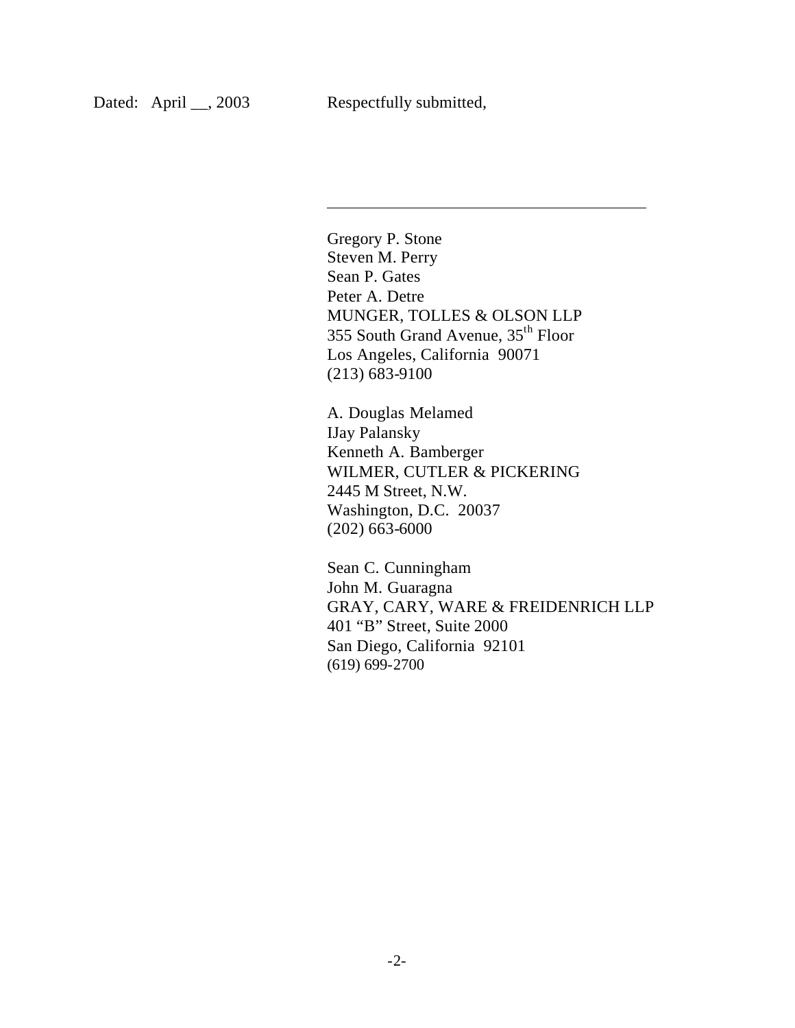Dated: April __, 2003

Respectfully submitted,

\_\_\_\_\_\_\_\_\_\_\_\_\_\_\_\_\_\_\_\_\_\_\_\_\_\_\_\_\_\_\_\_\_\_\_\_\_\_

Gregory P. Stone
Steven M. Perry
Sean P. Gates
Peter A. Detre
MUNGER, TOLLES & OLSON LLP
355 South Grand Avenue, 35th Floor
Los Angeles, California 90071
(213) 683-9100

A. Douglas Melamed
IJay Palansky
Kenneth A. Bamberger
WILMER, CUTLER & PICKERING
2445 M Street, N.W.
Washington, D.C. 20037
(202) 663-6000

Sean C. Cunningham
John M. Guaragna
GRAY, CARY, WARE & FREIDENRICH LLP
401 "B" Street, Suite 2000
San Diego, California 92101
(619) 699-2700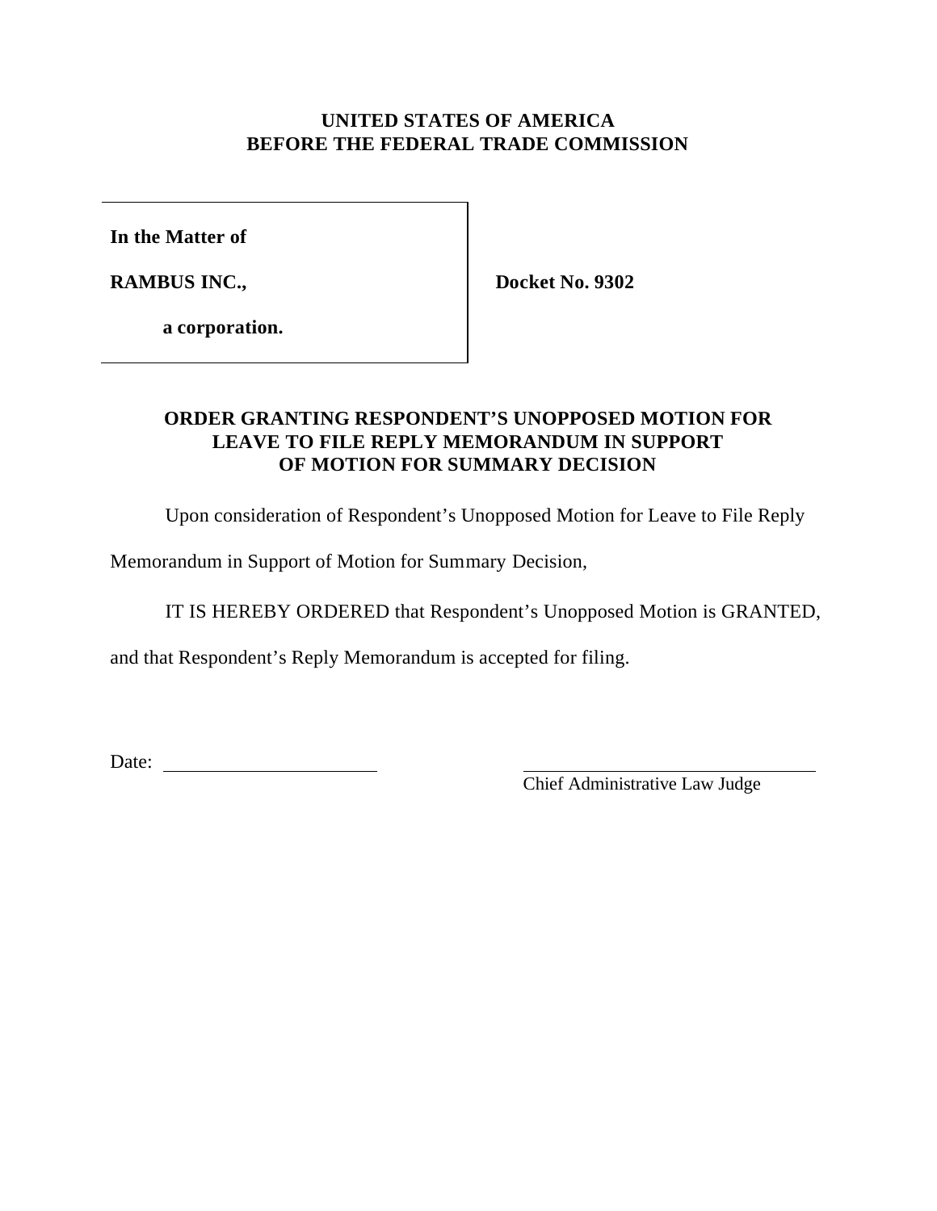**UNITED STATES OF AMERICA**
**BEFORE THE FEDERAL TRADE COMMISSION**

| | |
|---|---|
| **In the Matter of** | |
| **RAMBUS INC.,** | **Docket No. 9302** |
| **a corporation.** | |

**ORDER GRANTING RESPONDENT'S UNOPPOSED MOTION FOR LEAVE TO FILE REPLY MEMORANDUM IN SUPPORT OF MOTION FOR SUMMARY DECISION**

Upon consideration of Respondent's Unopposed Motion for Leave to File Reply Memorandum in Support of Motion for Summary Decision,

IT IS HEREBY ORDERED that Respondent's Unopposed Motion is GRANTED, and that Respondent's Reply Memorandum is accepted for filing.

Date: ______________________

______________________________
Chief Administrative Law Judge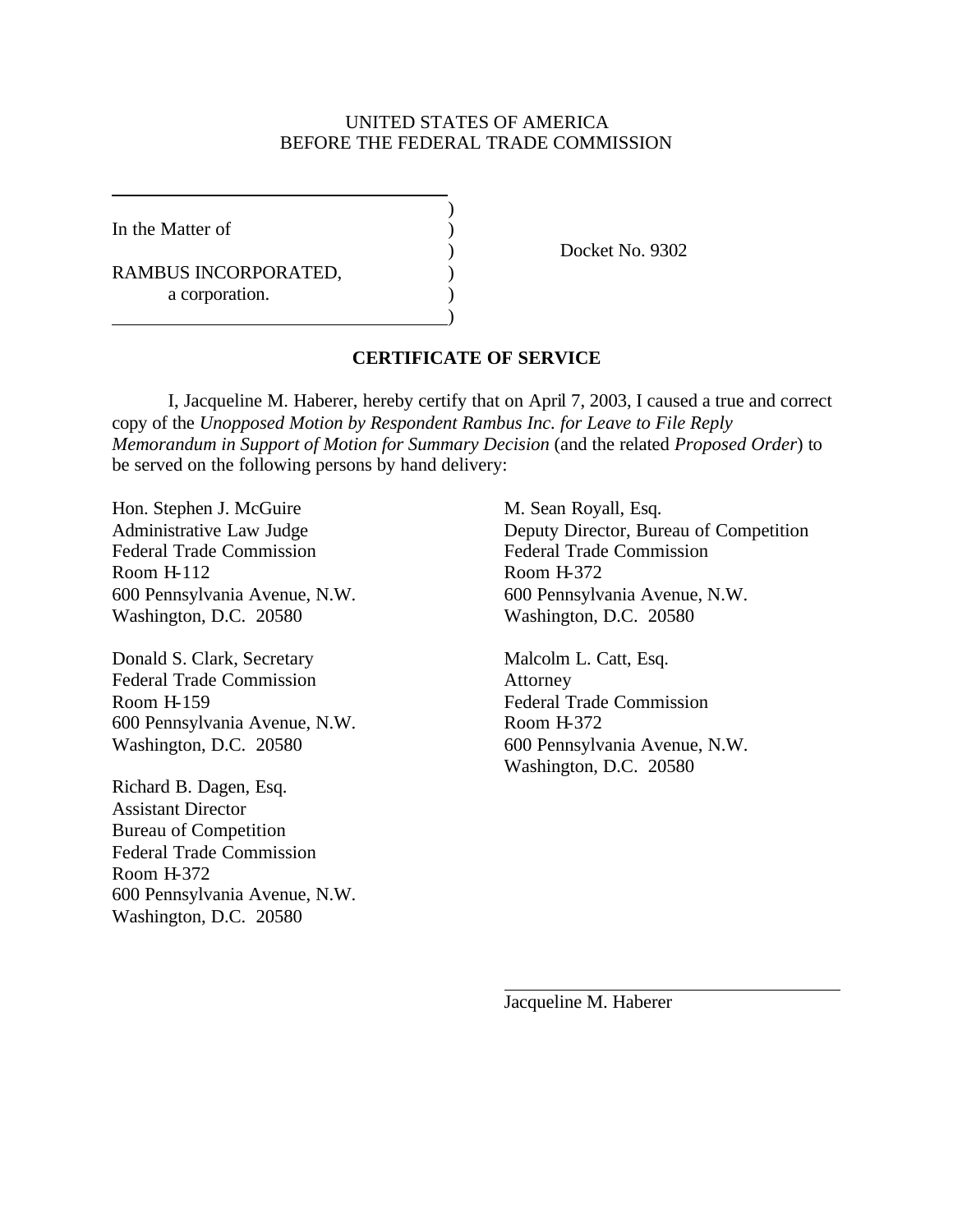UNITED STATES OF AMERICA
BEFORE THE FEDERAL TRADE COMMISSION

In the Matter of

RAMBUS INCORPORATED,
a corporation.

Docket No. 9302

**CERTIFICATE OF SERVICE**

I, Jacqueline M. Haberer, hereby certify that on April 7, 2003, I caused a true and correct copy of the *Unopposed Motion by Respondent Rambus Inc. for Leave to File Reply Memorandum in Support of Motion for Summary Decision* (and the related *Proposed Order*) to be served on the following persons by hand delivery:

Hon. Stephen J. McGuire
Administrative Law Judge
Federal Trade Commission
Room H-112
600 Pennsylvania Avenue, N.W.
Washington, D.C. 20580

Donald S. Clark, Secretary
Federal Trade Commission
Room H-159
600 Pennsylvania Avenue, N.W.
Washington, D.C. 20580

Richard B. Dagen, Esq.
Assistant Director
Bureau of Competition
Federal Trade Commission
Room H-372
600 Pennsylvania Avenue, N.W.
Washington, D.C. 20580

M. Sean Royall, Esq.
Deputy Director, Bureau of Competition
Federal Trade Commission
Room H-372
600 Pennsylvania Avenue, N.W.
Washington, D.C. 20580

Malcolm L. Catt, Esq.
Attorney
Federal Trade Commission
Room H-372
600 Pennsylvania Avenue, N.W.
Washington, D.C. 20580

Jacqueline M. Haberer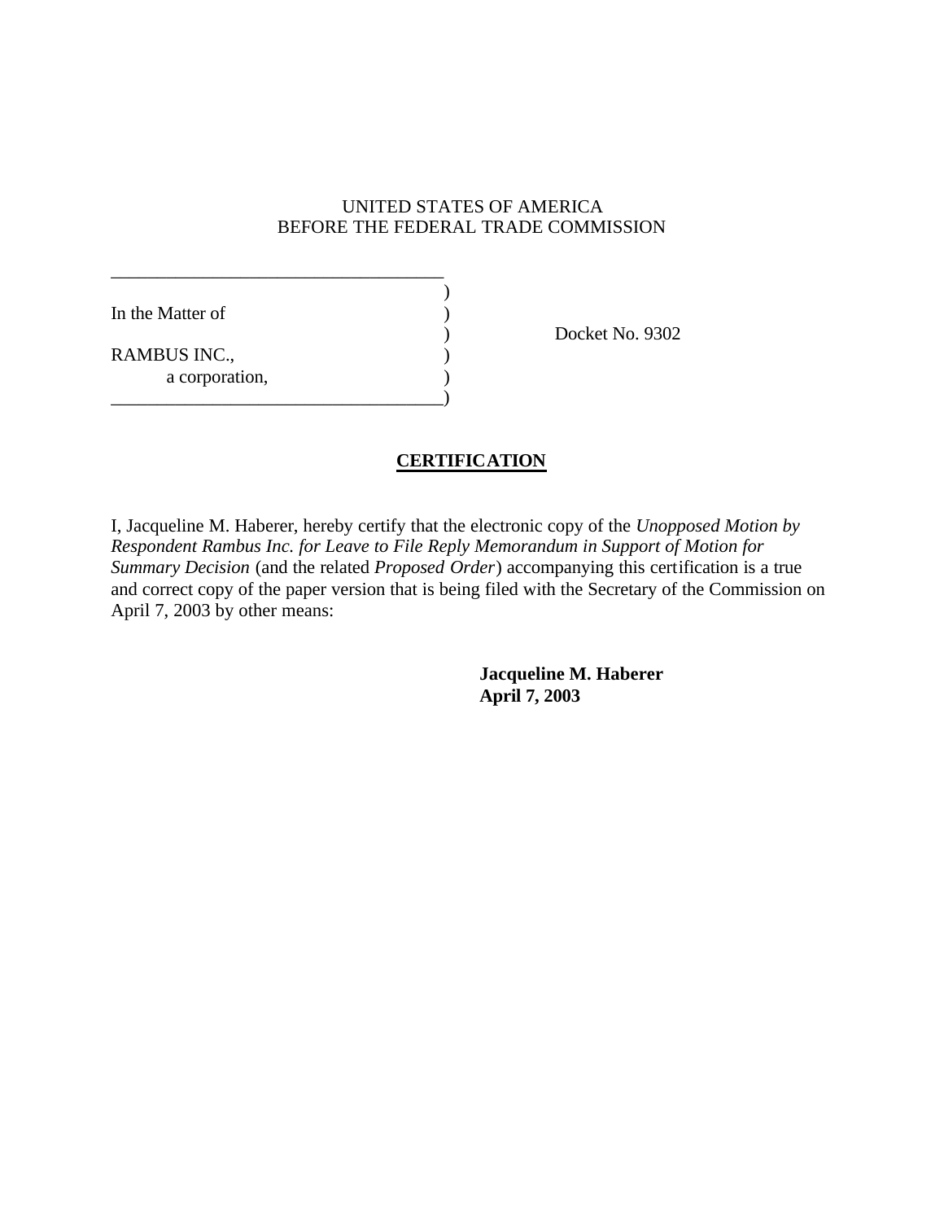UNITED STATES OF AMERICA
BEFORE THE FEDERAL TRADE COMMISSION

| | | |
|---|---|---|
| In the Matter of<br><br>RAMBUS INC.,<br>a corporation, | ) | Docket No. 9302 |

## **CERTIFICATION**

I, Jacqueline M. Haberer, hereby certify that the electronic copy of the *Unopposed Motion by Respondent Rambus Inc. for Leave to File Reply Memorandum in Support of Motion for Summary Decision* (and the related *Proposed Order*) accompanying this certification is a true and correct copy of the paper version that is being filed with the Secretary of the Commission on April 7, 2003 by other means:

**Jacqueline M. Haberer**
**April 7, 2003**